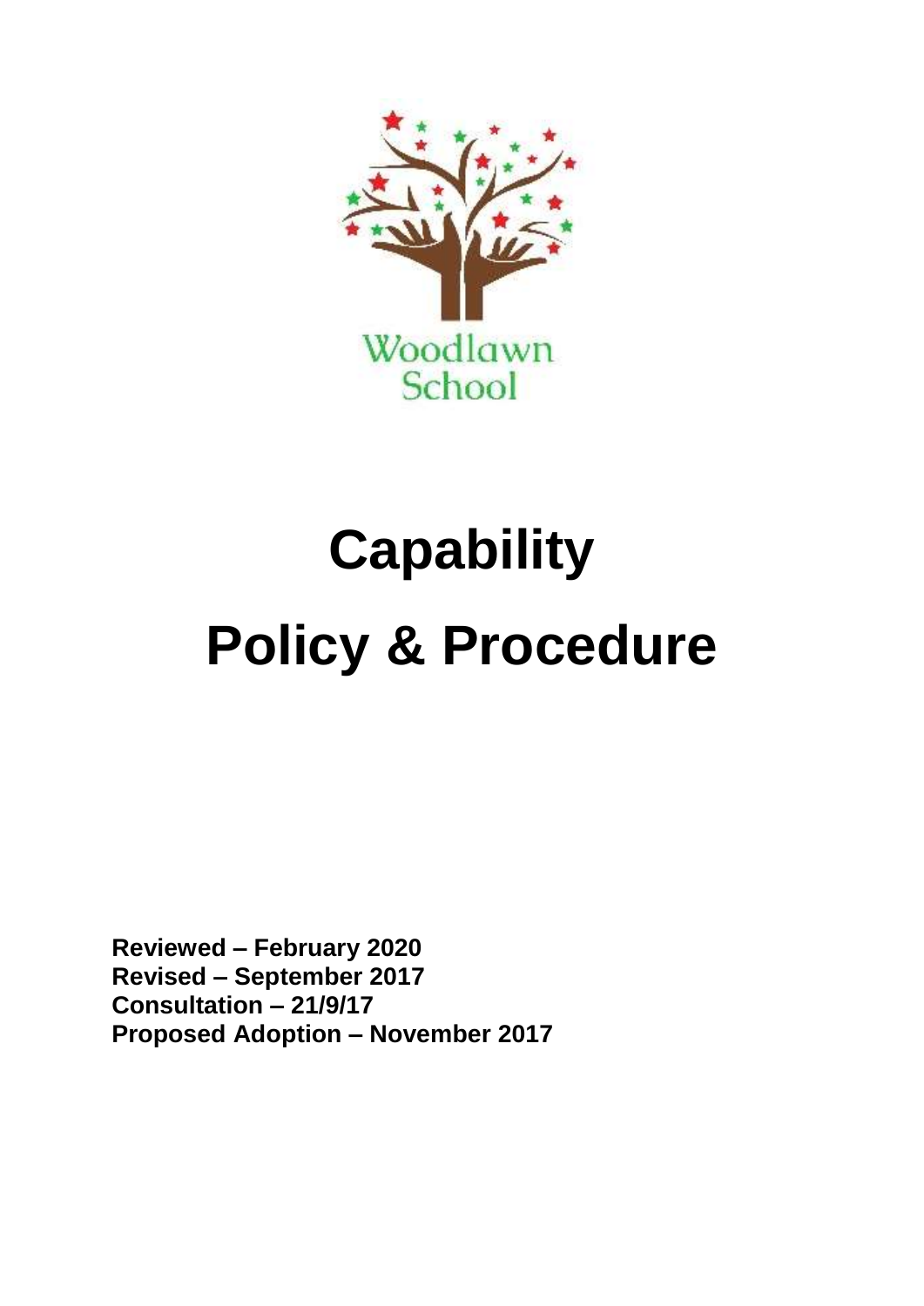Woodlawn School

# Capability

# Policy & Procedure

**Reviewed – February 2020**
**Revised – September 2017**
**Consultation – 21/9/17**
**Proposed Adoption – November 2017**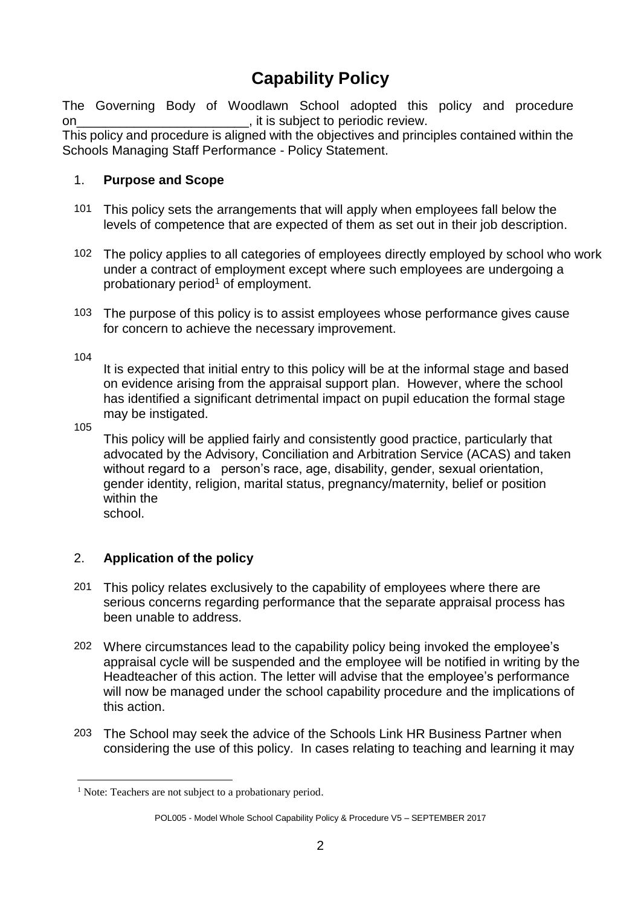# Capability Policy

The Governing Body of Woodlawn School adopted this policy and procedure on________________________, it is subject to periodic review.
This policy and procedure is aligned with the objectives and principles contained within the Schools Managing Staff Performance - Policy Statement.

## 1. Purpose and Scope

101 This policy sets the arrangements that will apply when employees fall below the levels of competence that are expected of them as set out in their job description.

102 The policy applies to all categories of employees directly employed by school who work under a contract of employment except where such employees are undergoing a probationary period[1] of employment.

103 The purpose of this policy is to assist employees whose performance gives cause for concern to achieve the necessary improvement.

104 It is expected that initial entry to this policy will be at the informal stage and based on evidence arising from the appraisal support plan. However, where the school has identified a significant detrimental impact on pupil education the formal stage may be instigated.

105 This policy will be applied fairly and consistently good practice, particularly that advocated by the Advisory, Conciliation and Arbitration Service (ACAS) and taken without regard to a person's race, age, disability, gender, sexual orientation, gender identity, religion, marital status, pregnancy/maternity, belief or position within the school.

## 2. Application of the policy

201 This policy relates exclusively to the capability of employees where there are serious concerns regarding performance that the separate appraisal process has been unable to address.

202 Where circumstances lead to the capability policy being invoked the employee's appraisal cycle will be suspended and the employee will be notified in writing by the Headteacher of this action. The letter will advise that the employee's performance will now be managed under the school capability procedure and the implications of this action.

203 The School may seek the advice of the Schools Link HR Business Partner when considering the use of this policy. In cases relating to teaching and learning it may

[1] Note: Teachers are not subject to a probationary period.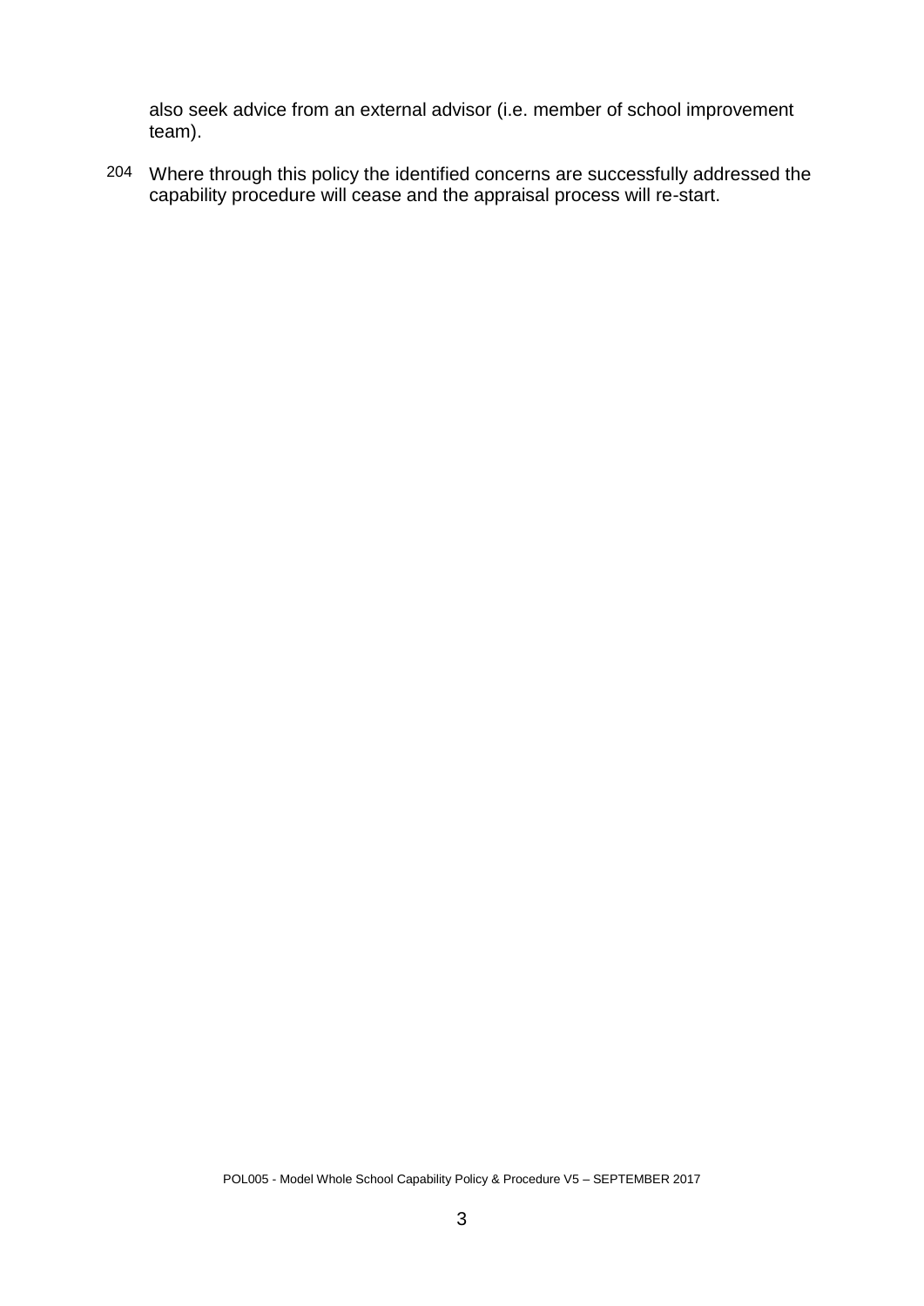also seek advice from an external advisor (i.e. member of school improvement team).

204 Where through this policy the identified concerns are successfully addressed the capability procedure will cease and the appraisal process will re-start.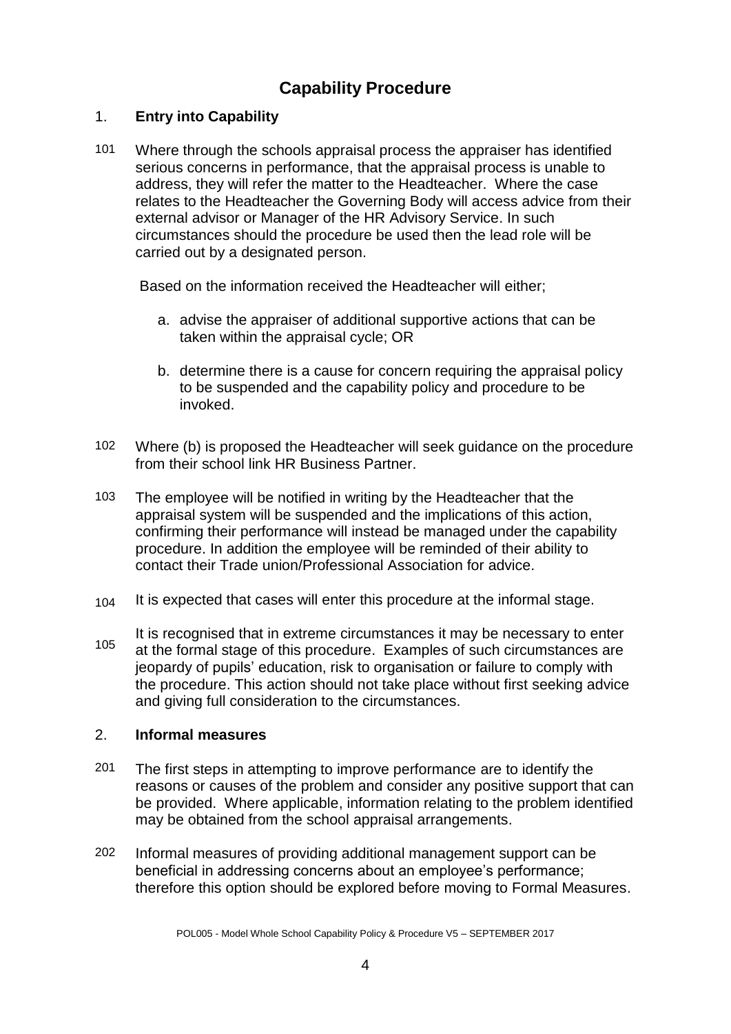# Capability Procedure

## 1. Entry into Capability

101 Where through the schools appraisal process the appraiser has identified serious concerns in performance, that the appraisal process is unable to address, they will refer the matter to the Headteacher. Where the case relates to the Headteacher the Governing Body will access advice from their external advisor or Manager of the HR Advisory Service. In such circumstances should the procedure be used then the lead role will be carried out by a designated person.

Based on the information received the Headteacher will either;

a. advise the appraiser of additional supportive actions that can be taken within the appraisal cycle; OR

b. determine there is a cause for concern requiring the appraisal policy to be suspended and the capability policy and procedure to be invoked.

102 Where (b) is proposed the Headteacher will seek guidance on the procedure from their school link HR Business Partner.

103 The employee will be notified in writing by the Headteacher that the appraisal system will be suspended and the implications of this action, confirming their performance will instead be managed under the capability procedure. In addition the employee will be reminded of their ability to contact their Trade union/Professional Association for advice.

104 It is expected that cases will enter this procedure at the informal stage.

105 It is recognised that in extreme circumstances it may be necessary to enter at the formal stage of this procedure. Examples of such circumstances are jeopardy of pupils' education, risk to organisation or failure to comply with the procedure. This action should not take place without first seeking advice and giving full consideration to the circumstances.

## 2. Informal measures

201 The first steps in attempting to improve performance are to identify the reasons or causes of the problem and consider any positive support that can be provided. Where applicable, information relating to the problem identified may be obtained from the school appraisal arrangements.

202 Informal measures of providing additional management support can be beneficial in addressing concerns about an employee's performance; therefore this option should be explored before moving to Formal Measures.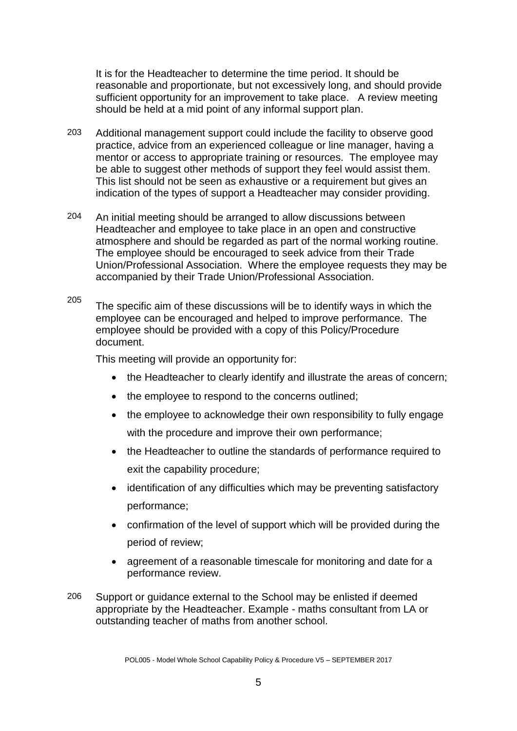It is for the Headteacher to determine the time period. It should be reasonable and proportionate, but not excessively long, and should provide sufficient opportunity for an improvement to take place. A review meeting should be held at a mid point of any informal support plan.

203 Additional management support could include the facility to observe good practice, advice from an experienced colleague or line manager, having a mentor or access to appropriate training or resources. The employee may be able to suggest other methods of support they feel would assist them. This list should not be seen as exhaustive or a requirement but gives an indication of the types of support a Headteacher may consider providing.

204 An initial meeting should be arranged to allow discussions between Headteacher and employee to take place in an open and constructive atmosphere and should be regarded as part of the normal working routine. The employee should be encouraged to seek advice from their Trade Union/Professional Association. Where the employee requests they may be accompanied by their Trade Union/Professional Association.

205 The specific aim of these discussions will be to identify ways in which the employee can be encouraged and helped to improve performance. The employee should be provided with a copy of this Policy/Procedure document.

This meeting will provide an opportunity for:

- the Headteacher to clearly identify and illustrate the areas of concern;
- the employee to respond to the concerns outlined;
- the employee to acknowledge their own responsibility to fully engage with the procedure and improve their own performance;
- the Headteacher to outline the standards of performance required to exit the capability procedure;
- identification of any difficulties which may be preventing satisfactory performance;
- confirmation of the level of support which will be provided during the period of review;
- agreement of a reasonable timescale for monitoring and date for a performance review.

206 Support or guidance external to the School may be enlisted if deemed appropriate by the Headteacher. Example - maths consultant from LA or outstanding teacher of maths from another school.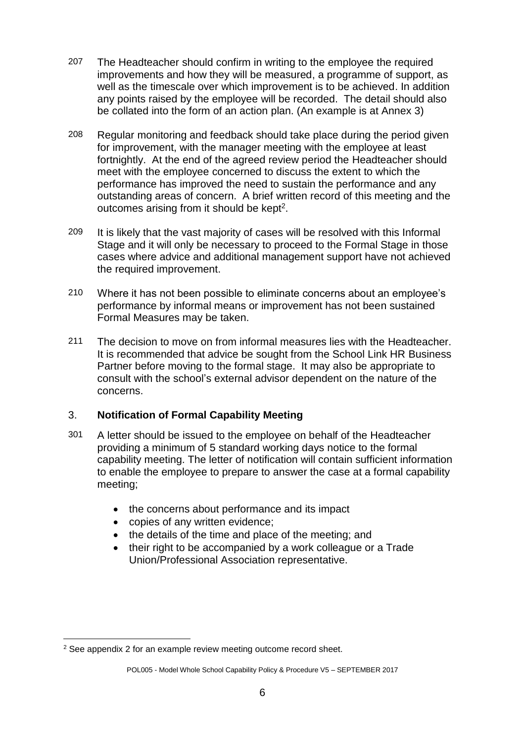207 The Headteacher should confirm in writing to the employee the required improvements and how they will be measured, a programme of support, as well as the timescale over which improvement is to be achieved. In addition any points raised by the employee will be recorded. The detail should also be collated into the form of an action plan. (An example is at Annex 3)

208 Regular monitoring and feedback should take place during the period given for improvement, with the manager meeting with the employee at least fortnightly. At the end of the agreed review period the Headteacher should meet with the employee concerned to discuss the extent to which the performance has improved the need to sustain the performance and any outstanding areas of concern. A brief written record of this meeting and the outcomes arising from it should be kept[2].

209 It is likely that the vast majority of cases will be resolved with this Informal Stage and it will only be necessary to proceed to the Formal Stage in those cases where advice and additional management support have not achieved the required improvement.

210 Where it has not been possible to eliminate concerns about an employee's performance by informal means or improvement has not been sustained Formal Measures may be taken.

211 The decision to move on from informal measures lies with the Headteacher. It is recommended that advice be sought from the School Link HR Business Partner before moving to the formal stage. It may also be appropriate to consult with the school's external advisor dependent on the nature of the concerns.

## 3. **Notification of Formal Capability Meeting**

301 A letter should be issued to the employee on behalf of the Headteacher providing a minimum of 5 standard working days notice to the formal capability meeting. The letter of notification will contain sufficient information to enable the employee to prepare to answer the case at a formal capability meeting;

- the concerns about performance and its impact
- copies of any written evidence;
- the details of the time and place of the meeting; and
- their right to be accompanied by a work colleague or a Trade Union/Professional Association representative.

[2] See appendix 2 for an example review meeting outcome record sheet.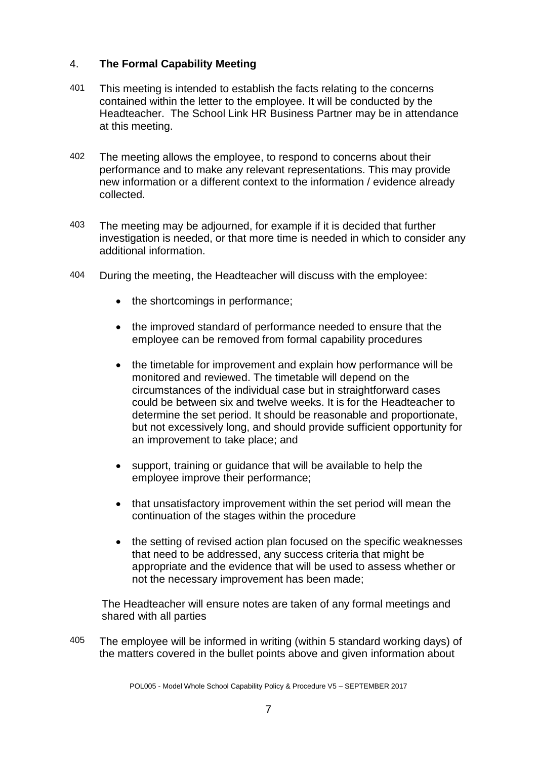## 4. The Formal Capability Meeting

401 This meeting is intended to establish the facts relating to the concerns contained within the letter to the employee. It will be conducted by the Headteacher. The School Link HR Business Partner may be in attendance at this meeting.

402 The meeting allows the employee, to respond to concerns about their performance and to make any relevant representations. This may provide new information or a different context to the information / evidence already collected.

403 The meeting may be adjourned, for example if it is decided that further investigation is needed, or that more time is needed in which to consider any additional information.

404 During the meeting, the Headteacher will discuss with the employee:

- the shortcomings in performance;
- the improved standard of performance needed to ensure that the employee can be removed from formal capability procedures
- the timetable for improvement and explain how performance will be monitored and reviewed. The timetable will depend on the circumstances of the individual case but in straightforward cases could be between six and twelve weeks. It is for the Headteacher to determine the set period. It should be reasonable and proportionate, but not excessively long, and should provide sufficient opportunity for an improvement to take place; and
- support, training or guidance that will be available to help the employee improve their performance;
- that unsatisfactory improvement within the set period will mean the continuation of the stages within the procedure
- the setting of revised action plan focused on the specific weaknesses that need to be addressed, any success criteria that might be appropriate and the evidence that will be used to assess whether or not the necessary improvement has been made;

The Headteacher will ensure notes are taken of any formal meetings and shared with all parties

405 The employee will be informed in writing (within 5 standard working days) of the matters covered in the bullet points above and given information about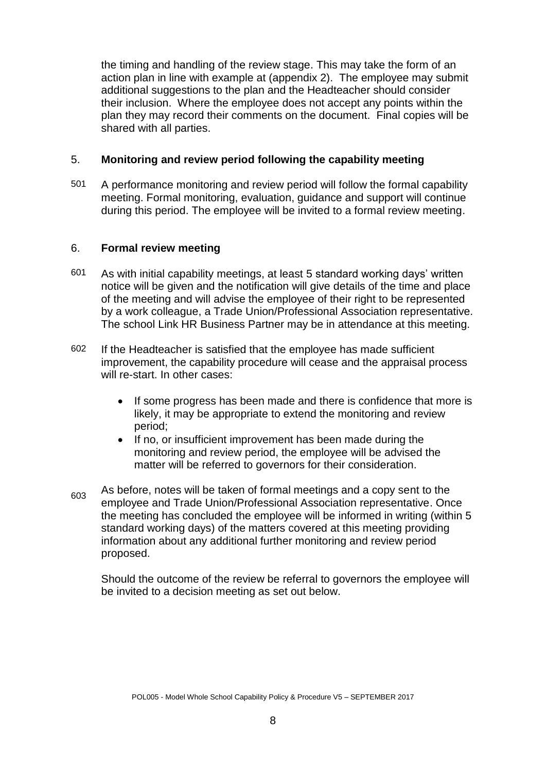the timing and handling of the review stage. This may take the form of an action plan in line with example at (appendix 2). The employee may submit additional suggestions to the plan and the Headteacher should consider their inclusion. Where the employee does not accept any points within the plan they may record their comments on the document. Final copies will be shared with all parties.

## 5. **Monitoring and review period following the capability meeting**

501 A performance monitoring and review period will follow the formal capability meeting. Formal monitoring, evaluation, guidance and support will continue during this period. The employee will be invited to a formal review meeting.

## 6. **Formal review meeting**

601 As with initial capability meetings, at least 5 standard working days' written notice will be given and the notification will give details of the time and place of the meeting and will advise the employee of their right to be represented by a work colleague, a Trade Union/Professional Association representative. The school Link HR Business Partner may be in attendance at this meeting.

602 If the Headteacher is satisfied that the employee has made sufficient improvement, the capability procedure will cease and the appraisal process will re-start. In other cases:

- If some progress has been made and there is confidence that more is likely, it may be appropriate to extend the monitoring and review period;
- If no, or insufficient improvement has been made during the monitoring and review period, the employee will be advised the matter will be referred to governors for their consideration.

603 As before, notes will be taken of formal meetings and a copy sent to the employee and Trade Union/Professional Association representative. Once the meeting has concluded the employee will be informed in writing (within 5 standard working days) of the matters covered at this meeting providing information about any additional further monitoring and review period proposed.

Should the outcome of the review be referral to governors the employee will be invited to a decision meeting as set out below.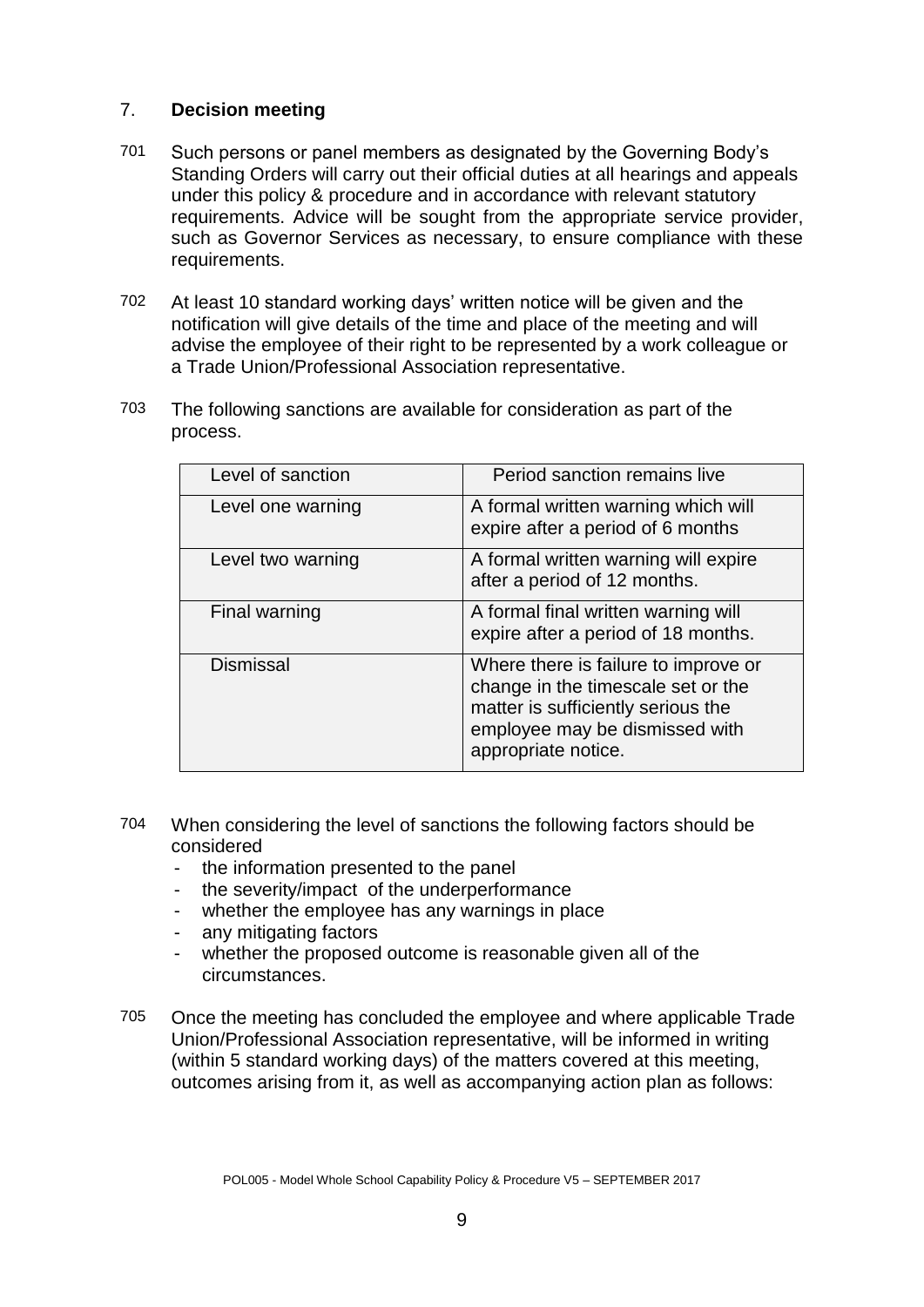## 7. **Decision meeting**

701 Such persons or panel members as designated by the Governing Body's Standing Orders will carry out their official duties at all hearings and appeals under this policy & procedure and in accordance with relevant statutory requirements. Advice will be sought from the appropriate service provider, such as Governor Services as necessary, to ensure compliance with these requirements.

702 At least 10 standard working days' written notice will be given and the notification will give details of the time and place of the meeting and will advise the employee of their right to be represented by a work colleague or a Trade Union/Professional Association representative.

703 The following sanctions are available for consideration as part of the process.

| Level of sanction | Period sanction remains live |
|---|---|
| Level one warning | A formal written warning which will expire after a period of 6 months |
| Level two warning | A formal written warning will expire after a period of 12 months. |
| Final warning | A formal final written warning will expire after a period of 18 months. |
| Dismissal | Where there is failure to improve or change in the timescale set or the matter is sufficiently serious the employee may be dismissed with appropriate notice. |

704 When considering the level of sanctions the following factors should be considered

- the information presented to the panel
- the severity/impact of the underperformance
- whether the employee has any warnings in place
- any mitigating factors
- whether the proposed outcome is reasonable given all of the circumstances.

705 Once the meeting has concluded the employee and where applicable Trade Union/Professional Association representative, will be informed in writing (within 5 standard working days) of the matters covered at this meeting, outcomes arising from it, as well as accompanying action plan as follows: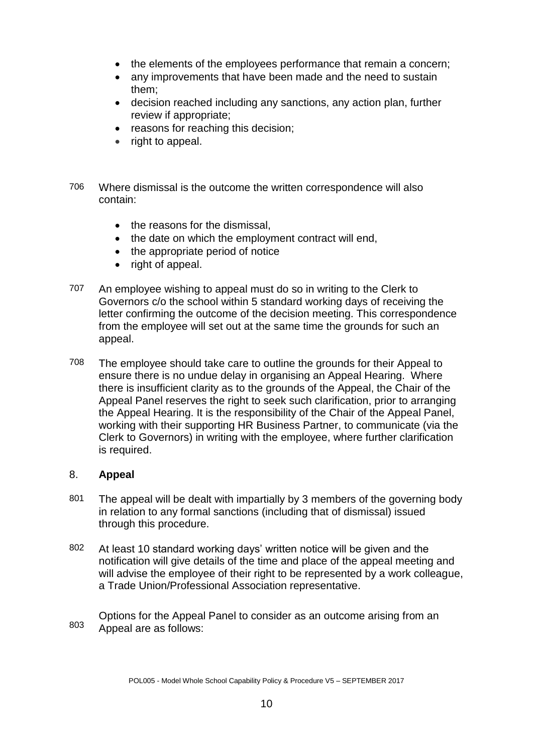- the elements of the employees performance that remain a concern;
- any improvements that have been made and the need to sustain them;
- decision reached including any sanctions, any action plan, further review if appropriate;
- reasons for reaching this decision;
- right to appeal.

706 Where dismissal is the outcome the written correspondence will also contain:

- the reasons for the dismissal,
- the date on which the employment contract will end,
- the appropriate period of notice
- right of appeal.

707 An employee wishing to appeal must do so in writing to the Clerk to Governors c/o the school within 5 standard working days of receiving the letter confirming the outcome of the decision meeting. This correspondence from the employee will set out at the same time the grounds for such an appeal.

708 The employee should take care to outline the grounds for their Appeal to ensure there is no undue delay in organising an Appeal Hearing. Where there is insufficient clarity as to the grounds of the Appeal, the Chair of the Appeal Panel reserves the right to seek such clarification, prior to arranging the Appeal Hearing. It is the responsibility of the Chair of the Appeal Panel, working with their supporting HR Business Partner, to communicate (via the Clerk to Governors) in writing with the employee, where further clarification is required.

## 8. **Appeal**

801 The appeal will be dealt with impartially by 3 members of the governing body in relation to any formal sanctions (including that of dismissal) issued through this procedure.

802 At least 10 standard working days' written notice will be given and the notification will give details of the time and place of the appeal meeting and will advise the employee of their right to be represented by a work colleague, a Trade Union/Professional Association representative.

803 Options for the Appeal Panel to consider as an outcome arising from an Appeal are as follows: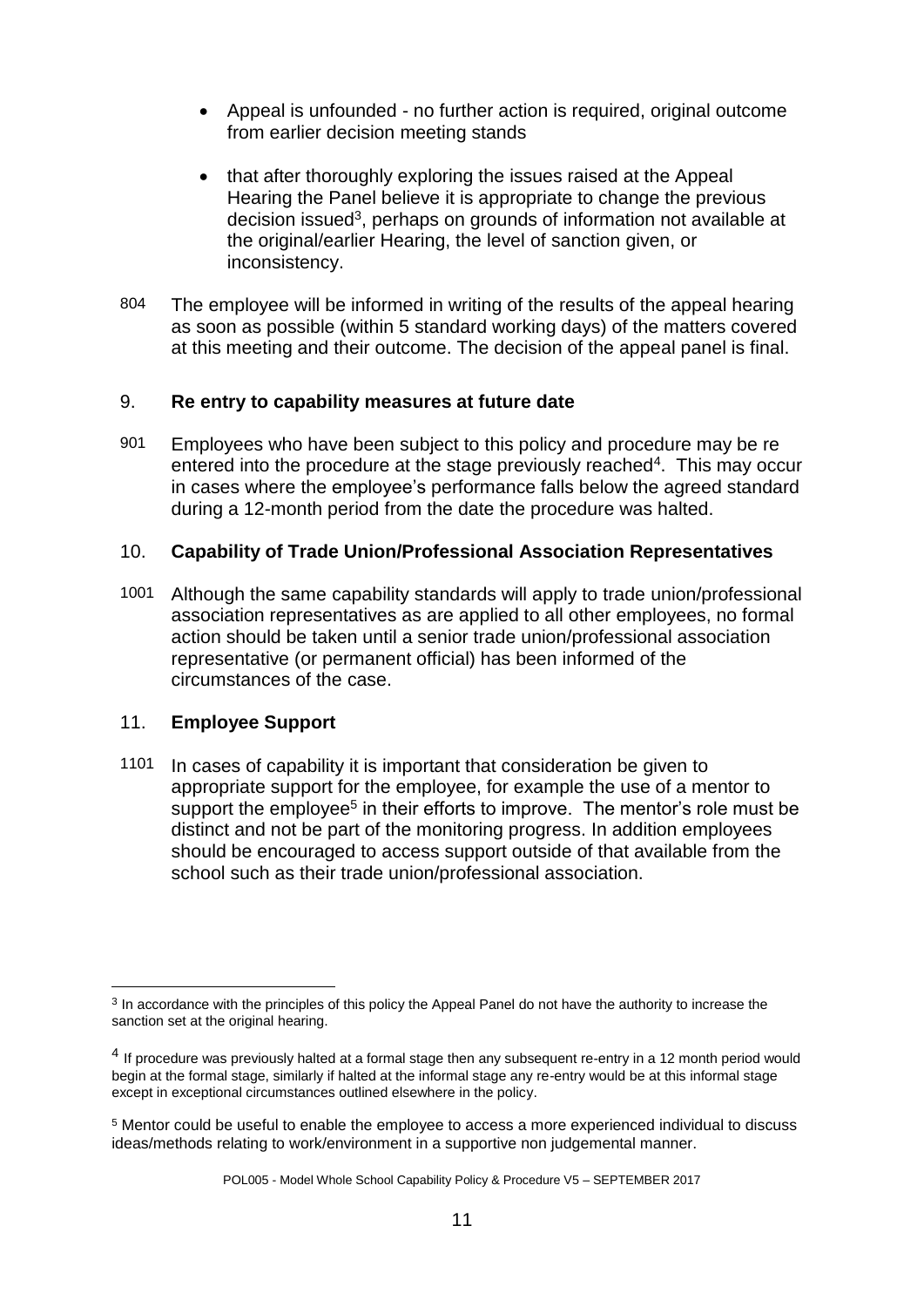- Appeal is unfounded - no further action is required, original outcome from earlier decision meeting stands
- that after thoroughly exploring the issues raised at the Appeal Hearing the Panel believe it is appropriate to change the previous decision issued[3], perhaps on grounds of information not available at the original/earlier Hearing, the level of sanction given, or inconsistency.

804 The employee will be informed in writing of the results of the appeal hearing as soon as possible (within 5 standard working days) of the matters covered at this meeting and their outcome. The decision of the appeal panel is final.

## 9. Re entry to capability measures at future date

901 Employees who have been subject to this policy and procedure may be re entered into the procedure at the stage previously reached[4]. This may occur in cases where the employee's performance falls below the agreed standard during a 12-month period from the date the procedure was halted.

## 10. Capability of Trade Union/Professional Association Representatives

1001 Although the same capability standards will apply to trade union/professional association representatives as are applied to all other employees, no formal action should be taken until a senior trade union/professional association representative (or permanent official) has been informed of the circumstances of the case.

## 11. Employee Support

1101 In cases of capability it is important that consideration be given to appropriate support for the employee, for example the use of a mentor to support the employee[5] in their efforts to improve. The mentor's role must be distinct and not be part of the monitoring progress. In addition employees should be encouraged to access support outside of that available from the school such as their trade union/professional association.

---

[3] In accordance with the principles of this policy the Appeal Panel do not have the authority to increase the sanction set at the original hearing.

[4] If procedure was previously halted at a formal stage then any subsequent re-entry in a 12 month period would begin at the formal stage, similarly if halted at the informal stage any re-entry would be at this informal stage except in exceptional circumstances outlined elsewhere in the policy.

[5] Mentor could be useful to enable the employee to access a more experienced individual to discuss ideas/methods relating to work/environment in a supportive non judgemental manner.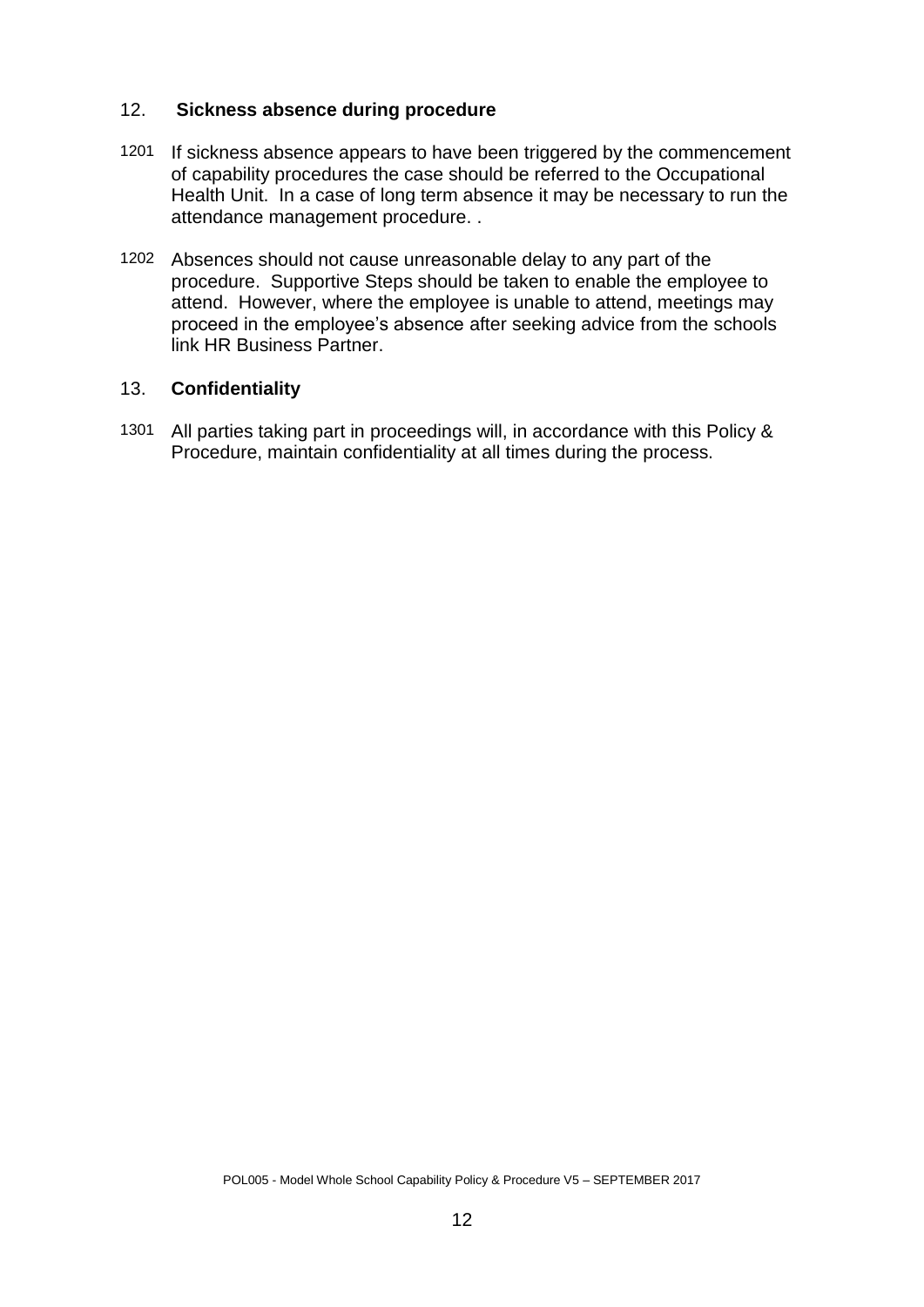## 12. Sickness absence during procedure

1201 If sickness absence appears to have been triggered by the commencement of capability procedures the case should be referred to the Occupational Health Unit. In a case of long term absence it may be necessary to run the attendance management procedure. .

1202 Absences should not cause unreasonable delay to any part of the procedure. Supportive Steps should be taken to enable the employee to attend. However, where the employee is unable to attend, meetings may proceed in the employee's absence after seeking advice from the schools link HR Business Partner.

## 13. Confidentiality

1301 All parties taking part in proceedings will, in accordance with this Policy & Procedure, maintain confidentiality at all times during the process.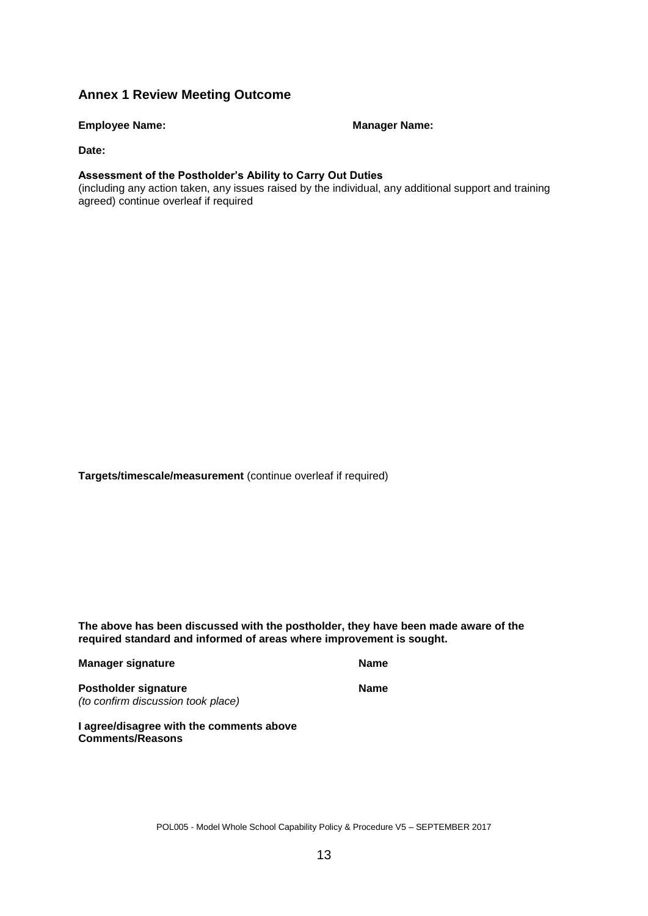## Annex 1 Review Meeting Outcome

**Employee Name:** **Manager Name:**

**Date:**

**Assessment of the Postholder's Ability to Carry Out Duties**
(including any action taken, any issues raised by the individual, any additional support and training agreed) continue overleaf if required

**Targets/timescale/measurement** (continue overleaf if required)

**The above has been discussed with the postholder, they have been made aware of the required standard and informed of areas where improvement is sought.**

**Manager signature** **Name**

**Postholder signature** **Name**
*(to confirm discussion took place)*

**I agree/disagree with the comments above**
**Comments/Reasons**

POL005 - Model Whole School Capability Policy & Procedure V5 – SEPTEMBER 2017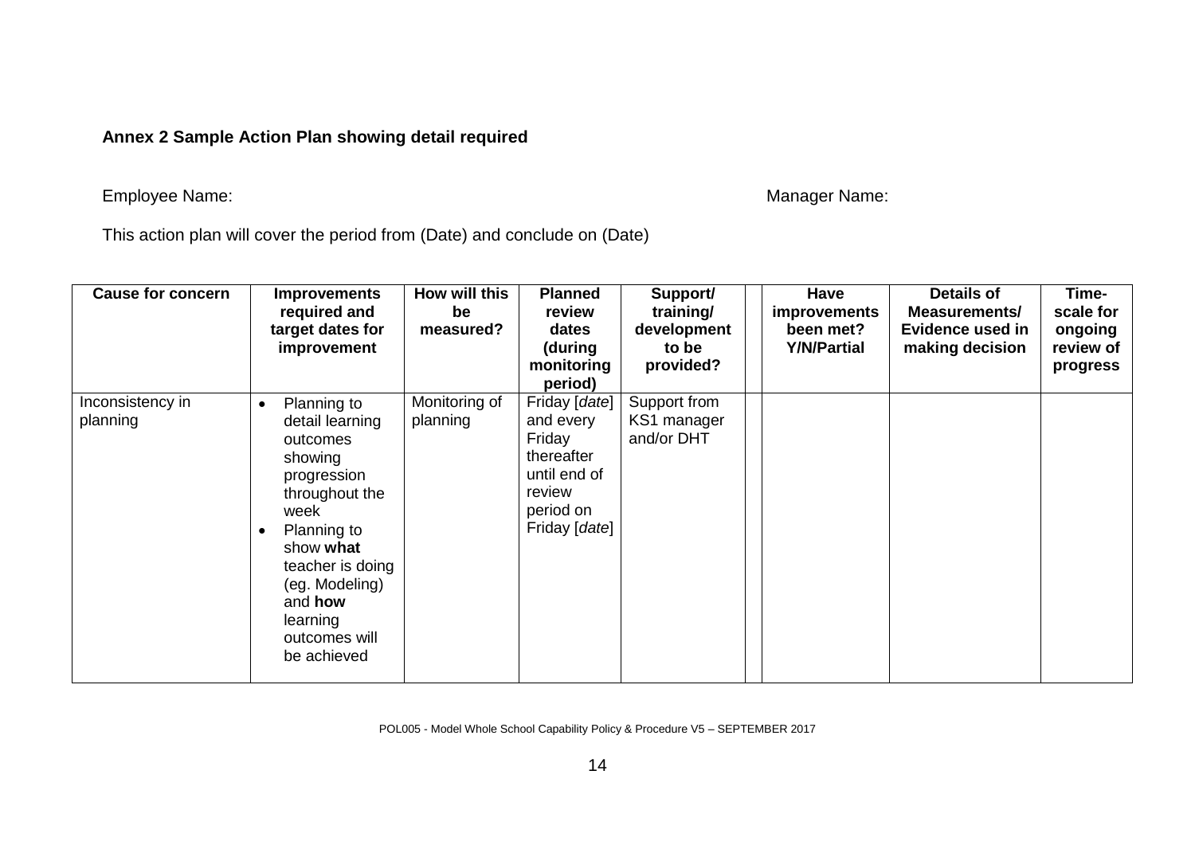**Annex 2 Sample Action Plan showing detail required**

Employee Name: Manager Name:

This action plan will cover the period from (Date) and conclude on (Date)

| Cause for concern | Improvements required and target dates for improvement | How will this be measured? | Planned review dates (during monitoring period) | Support/ training/ development to be provided? | | Have improvements been met? Y/N/Partial | Details of Measurements/ Evidence used in making decision | Time-scale for ongoing review of progress |
|---|---|---|---|---|---|---|---|---|
| Inconsistency in planning | • Planning to detail learning outcomes showing progression throughout the week<br>• Planning to show **what** teacher is doing (eg. Modeling) and **how** learning outcomes will be achieved | Monitoring of planning | Friday [*date*] and every Friday thereafter until end of review period on Friday [*date*] | Support from KS1 manager and/or DHT | | | | |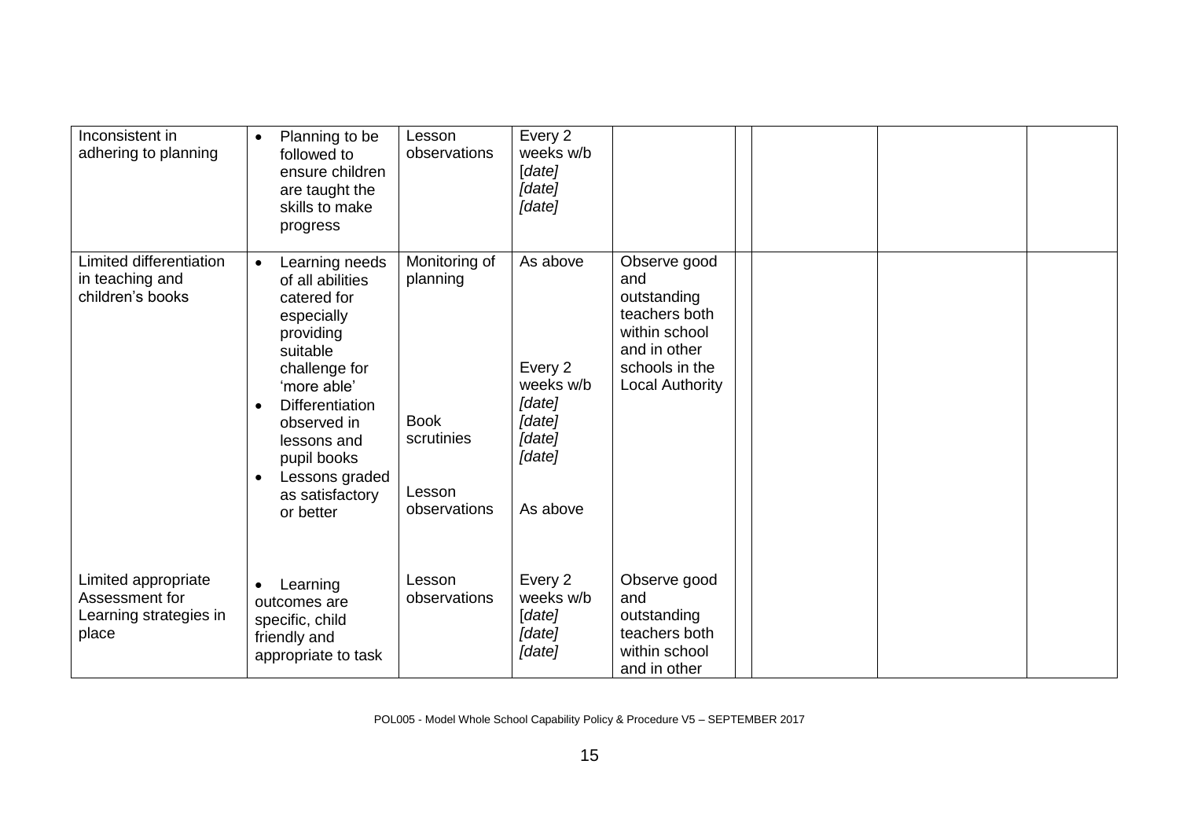| | | | | | | | | |
|---|---|---|---|---|---|---|---|---|
| Inconsistent in adhering to planning | • Planning to be followed to ensure children are taught the skills to make progress | Lesson observations | Every 2 weeks w/b [*date]* *[date]* *[date]* | | | | | |
| Limited differentiation in teaching and children's books | • Learning needs of all abilities catered for especially providing suitable challenge for 'more able'<br>• Differentiation observed in lessons and pupil books<br>• Lessons graded as satisfactory or better | Monitoring of planning<br><br>Book scrutinies<br><br>Lesson observations | As above<br><br>Every 2 weeks w/b *[date]* *[date]* *[date]* *[date]*<br><br>As above | Observe good and outstanding teachers both within school and in other schools in the Local Authority | | | | |
| Limited appropriate Assessment for Learning strategies in place | • Learning outcomes are specific, child friendly and appropriate to task | Lesson observations | Every 2 weeks w/b [*date]* *[date]* *[date]* | Observe good and outstanding teachers both within school and in other | | | | |

POL005 - Model Whole School Capability Policy & Procedure V5 – SEPTEMBER 2017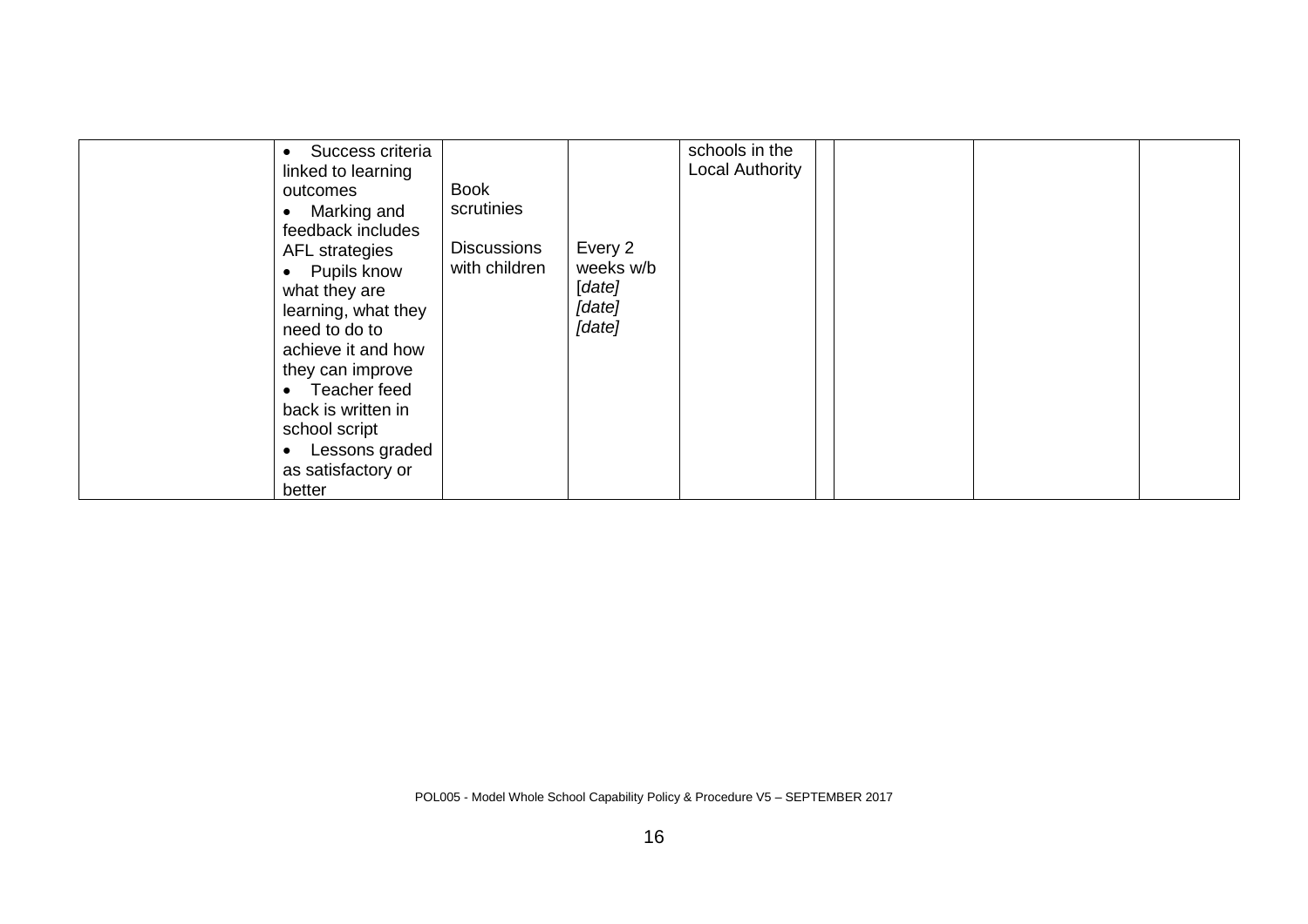| | | | | | | | | |
|---|---|---|---|---|---|---|---|---|
| | • Success criteria linked to learning outcomes<br>• Marking and feedback includes AFL strategies<br>• Pupils know what they are learning, what they need to do to achieve it and how they can improve<br>• Teacher feed back is written in school script<br>• Lessons graded as satisfactory or better | Book scrutinies<br><br>Discussions with children | Every 2 weeks w/b [*date*] *[date]* *[date]* | schools in the Local Authority | | | | |

POL005 - Model Whole School Capability Policy & Procedure V5 – SEPTEMBER 2017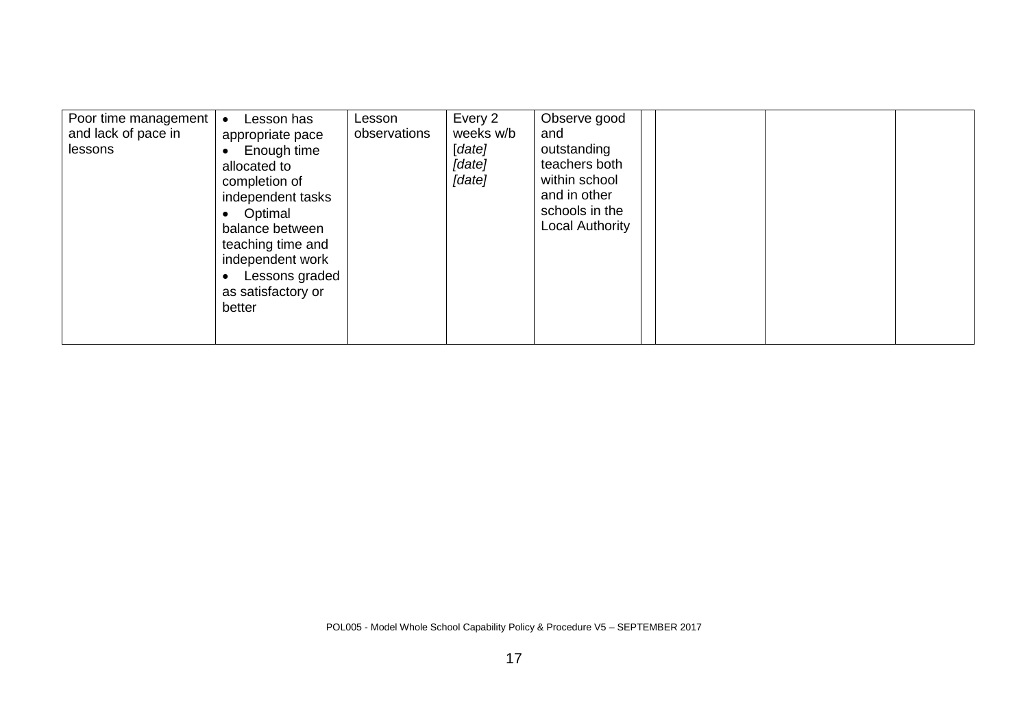| | | | | | | | | |
|---|---|---|---|---|---|---|---|---|
| Poor time management and lack of pace in lessons | • Lesson has appropriate pace<br>• Enough time allocated to completion of independent tasks<br>• Optimal balance between teaching time and independent work<br>• Lessons graded as satisfactory or better | Lesson observations | Every 2 weeks w/b [*date]*<br>*[date]*<br>*[date]* | Observe good and outstanding teachers both within school and in other schools in the Local Authority | | | | |

POL005 - Model Whole School Capability Policy & Procedure V5 – SEPTEMBER 2017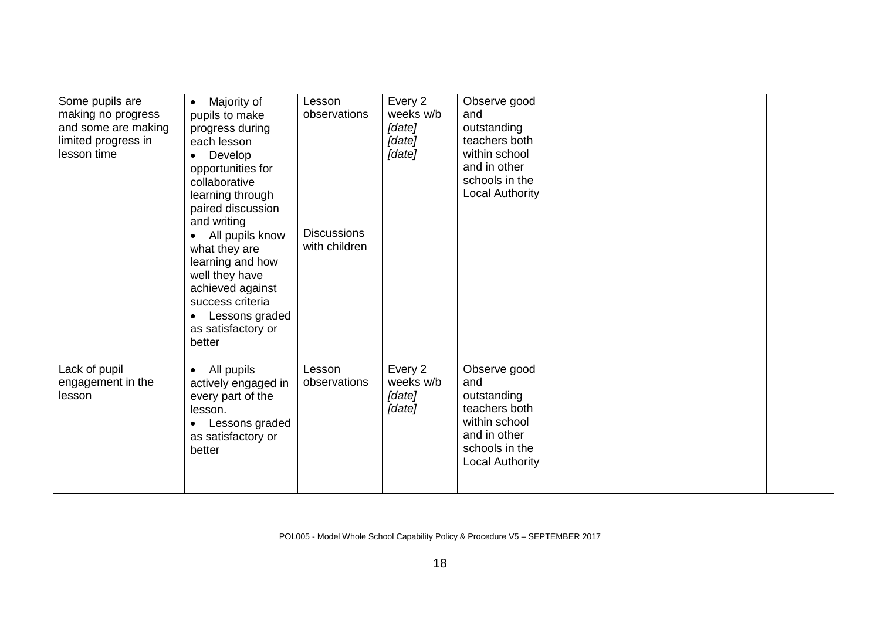| | | | | | | | | |
|---|---|---|---|---|---|---|---|---|
| Some pupils are making no progress and some are making limited progress in lesson time | • Majority of pupils to make progress during each lesson<br>• Develop opportunities for collaborative learning through paired discussion and writing<br>• All pupils know what they are learning and how well they have achieved against success criteria<br>• Lessons graded as satisfactory or better | Lesson observations<br><br>Discussions with children | Every 2 weeks w/b *[date]* *[date]* *[date]* | Observe good and outstanding teachers both within school and in other schools in the Local Authority | | | | |
| Lack of pupil engagement in the lesson | • All pupils actively engaged in every part of the lesson.<br>• Lessons graded as satisfactory or better | Lesson observations | Every 2 weeks w/b *[date]* *[date]* | Observe good and outstanding teachers both within school and in other schools in the Local Authority | | | | |

POL005 - Model Whole School Capability Policy & Procedure V5 – SEPTEMBER 2017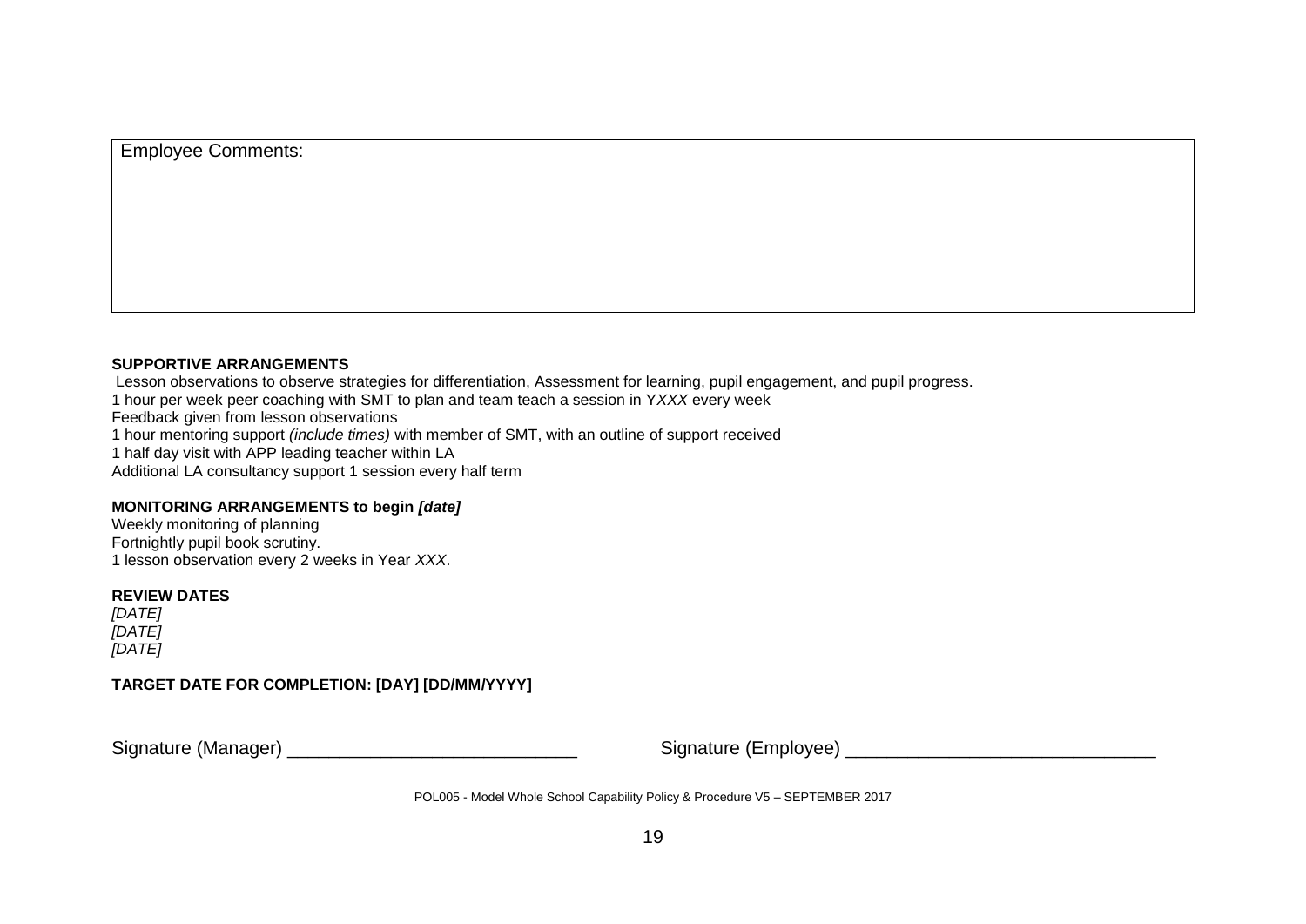| Employee Comments: |
|---|
| |

**SUPPORTIVE ARRANGEMENTS**

Lesson observations to observe strategies for differentiation, Assessment for learning, pupil engagement, and pupil progress.
1 hour per week peer coaching with SMT to plan and team teach a session in Y*XXX* every week
Feedback given from lesson observations
1 hour mentoring support *(include times)* with member of SMT, with an outline of support received
1 half day visit with APP leading teacher within LA
Additional LA consultancy support 1 session every half term

**MONITORING ARRANGEMENTS to begin *[date]***

Weekly monitoring of planning
Fortnightly pupil book scrutiny.
1 lesson observation every 2 weeks in Year *XXX*.

**REVIEW DATES**

*[DATE]*
*[DATE]*
*[DATE]*

**TARGET DATE FOR COMPLETION: [DAY] [DD/MM/YYYY]**

Signature (Manager) ____________________________ Signature (Employee) ______________________________

POL005 - Model Whole School Capability Policy & Procedure V5 – SEPTEMBER 2017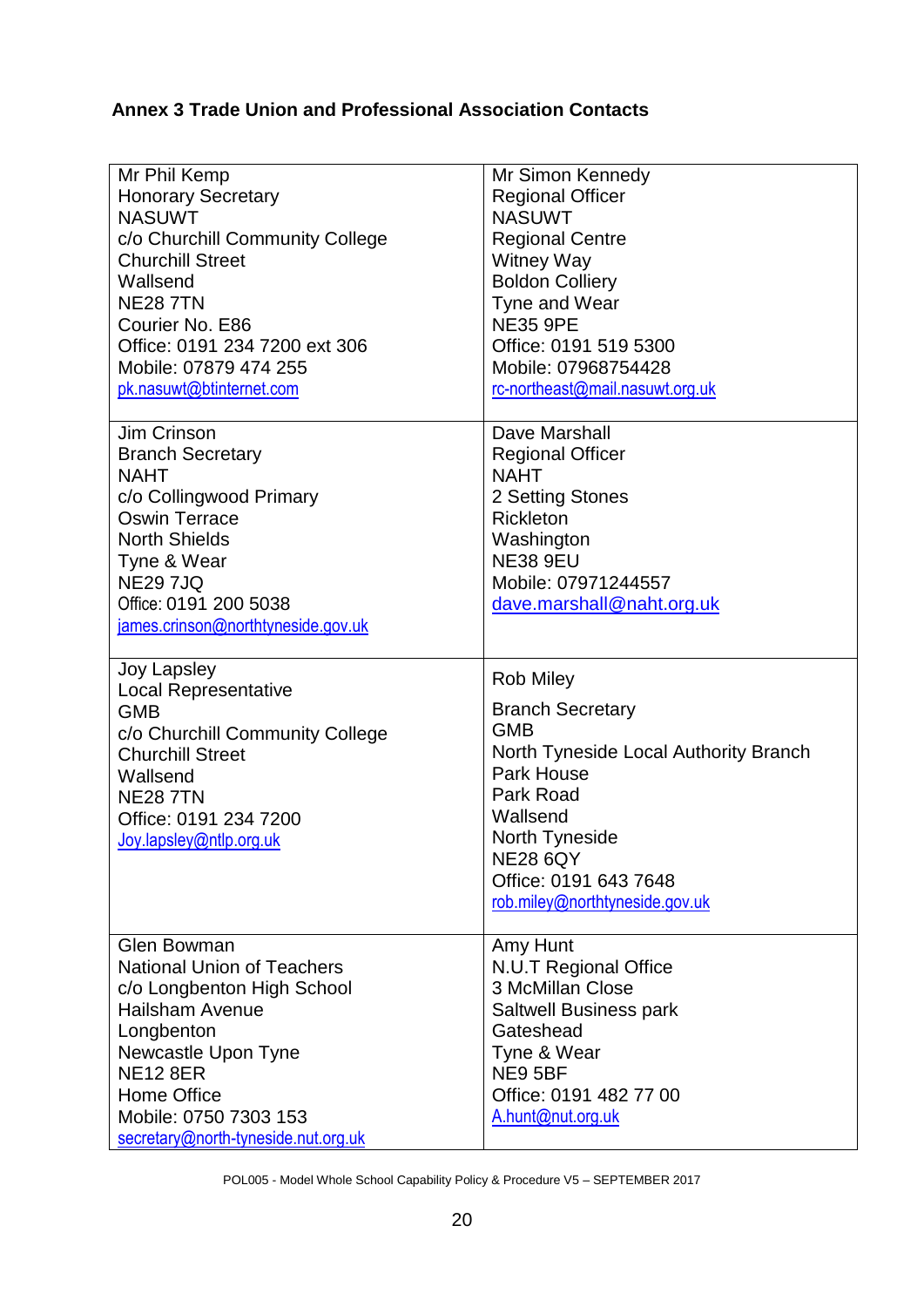## Annex 3 Trade Union and Professional Association Contacts

| | |
|---|---|
| Mr Phil Kemp<br>Honorary Secretary<br>NASUWT<br>c/o Churchill Community College<br>Churchill Street<br>Wallsend<br>NE28 7TN<br>Courier No. E86<br>Office: 0191 234 7200 ext 306<br>Mobile: 07879 474 255<br>pk.nasuwt@btinternet.com | Mr Simon Kennedy<br>Regional Officer<br>NASUWT<br>Regional Centre<br>Witney Way<br>Boldon Colliery<br>Tyne and Wear<br>NE35 9PE<br>Office: 0191 519 5300<br>Mobile: 07968754428<br>rc-northeast@mail.nasuwt.org.uk |
| Jim Crinson<br>Branch Secretary<br>NAHT<br>c/o Collingwood Primary<br>Oswin Terrace<br>North Shields<br>Tyne & Wear<br>NE29 7JQ<br>Office: 0191 200 5038<br>james.crinson@northtyneside.gov.uk | Dave Marshall<br>Regional Officer<br>NAHT<br>2 Setting Stones<br>Rickleton<br>Washington<br>NE38 9EU<br>Mobile: 07971244557<br>dave.marshall@naht.org.uk |
| Joy Lapsley<br>Local Representative<br>GMB<br>c/o Churchill Community College<br>Churchill Street<br>Wallsend<br>NE28 7TN<br>Office: 0191 234 7200<br>Joy.lapsley@ntlp.org.uk | Rob Miley<br>Branch Secretary<br>GMB<br>North Tyneside Local Authority Branch<br>Park House<br>Park Road<br>Wallsend<br>North Tyneside<br>NE28 6QY<br>Office: 0191 643 7648<br>rob.miley@northtyneside.gov.uk |
| Glen Bowman<br>National Union of Teachers<br>c/o Longbenton High School<br>Hailsham Avenue<br>Longbenton<br>Newcastle Upon Tyne<br>NE12 8ER<br>Home Office<br>Mobile: 0750 7303 153<br>secretary@north-tyneside.nut.org.uk | Amy Hunt<br>N.U.T Regional Office<br>3 McMillan Close<br>Saltwell Business park<br>Gateshead<br>Tyne & Wear<br>NE9 5BF<br>Office: 0191 482 77 00<br>A.hunt@nut.org.uk |

POL005 - Model Whole School Capability Policy & Procedure V5 – SEPTEMBER 2017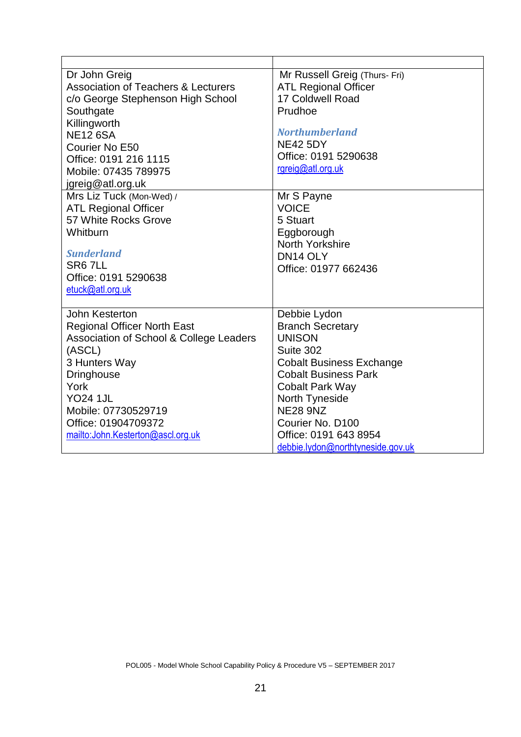| | |
|---|---|
| Dr John Greig<br>Association of Teachers & Lecturers<br>c/o George Stephenson High School<br>Southgate<br>Killingworth<br>NE12 6SA<br>Courier No E50<br>Office: 0191 216 1115<br>Mobile: 07435 789975<br>jgreig@atl.org.uk | Mr Russell Greig (Thurs- Fri)<br>ATL Regional Officer<br>17 Coldwell Road<br>Prudhoe<br>***Northumberland***<br>NE42 5DY<br>Office: 0191 5290638<br>rgreig@atl.org.uk |
| Mrs Liz Tuck (Mon-Wed) /<br>ATL Regional Officer<br>57 White Rocks Grove<br>Whitburn<br>***Sunderland***<br>SR6 7LL<br>Office: 0191 5290638<br>etuck@atl.org.uk | Mr S Payne<br>VOICE<br>5 Stuart<br>Eggborough<br>North Yorkshire<br>DN14 OLY<br>Office: 01977 662436 |
| John Kesterton<br>Regional Officer North East<br>Association of School & College Leaders (ASCL)<br>3 Hunters Way<br>Dringhouse<br>York<br>YO24 1JL<br>Mobile: 07730529719<br>Office: 01904709372<br>mailto:John.Kesterton@ascl.org.uk | Debbie Lydon<br>Branch Secretary<br>UNISON<br>Suite 302<br>Cobalt Business Exchange<br>Cobalt Business Park<br>Cobalt Park Way<br>North Tyneside<br>NE28 9NZ<br>Courier No. D100<br>Office: 0191 643 8954<br>debbie.lydon@northtyneside.gov.uk |

POL005 - Model Whole School Capability Policy & Procedure V5 – SEPTEMBER 2017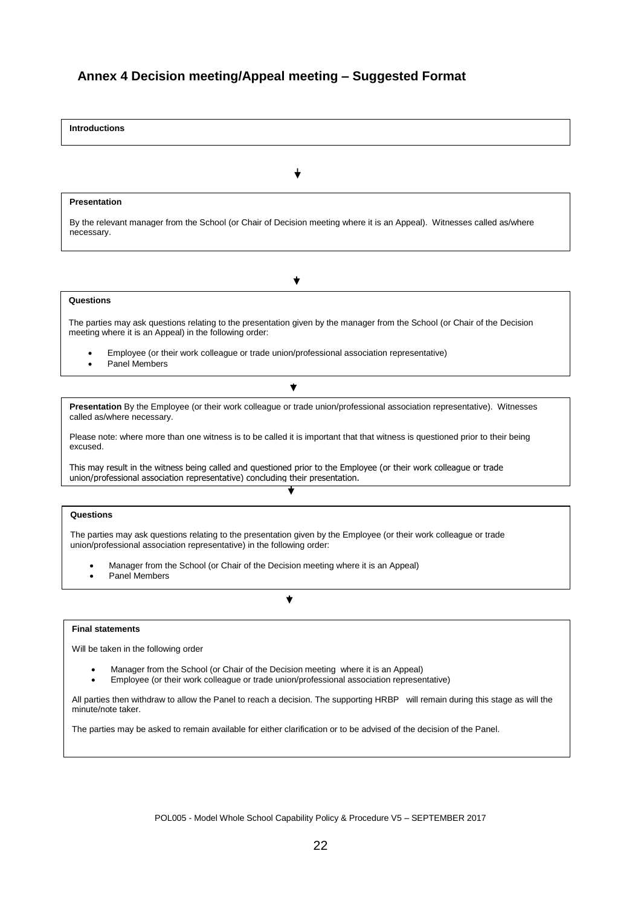## Annex 4 Decision meeting/Appeal meeting – Suggested Format

**Introductions**

↓

**Presentation**

By the relevant manager from the School (or Chair of Decision meeting where it is an Appeal). Witnesses called as/where necessary.

↓

**Questions**

The parties may ask questions relating to the presentation given by the manager from the School (or Chair of the Decision meeting where it is an Appeal) in the following order:

- Employee (or their work colleague or trade union/professional association representative)
- Panel Members

↓

**Presentation** By the Employee (or their work colleague or trade union/professional association representative). Witnesses called as/where necessary.

Please note: where more than one witness is to be called it is important that that witness is questioned prior to their being excused.

This may result in the witness being called and questioned prior to the Employee (or their work colleague or trade union/professional association representative) concluding their presentation.

↓

**Questions**

The parties may ask questions relating to the presentation given by the Employee (or their work colleague or trade union/professional association representative) in the following order:

- Manager from the School (or Chair of the Decision meeting where it is an Appeal)
- Panel Members

↓

**Final statements**

Will be taken in the following order

- Manager from the School (or Chair of the Decision meeting where it is an Appeal)
- Employee (or their work colleague or trade union/professional association representative)

All parties then withdraw to allow the Panel to reach a decision. The supporting HRBP will remain during this stage as will the minute/note taker.

The parties may be asked to remain available for either clarification or to be advised of the decision of the Panel.